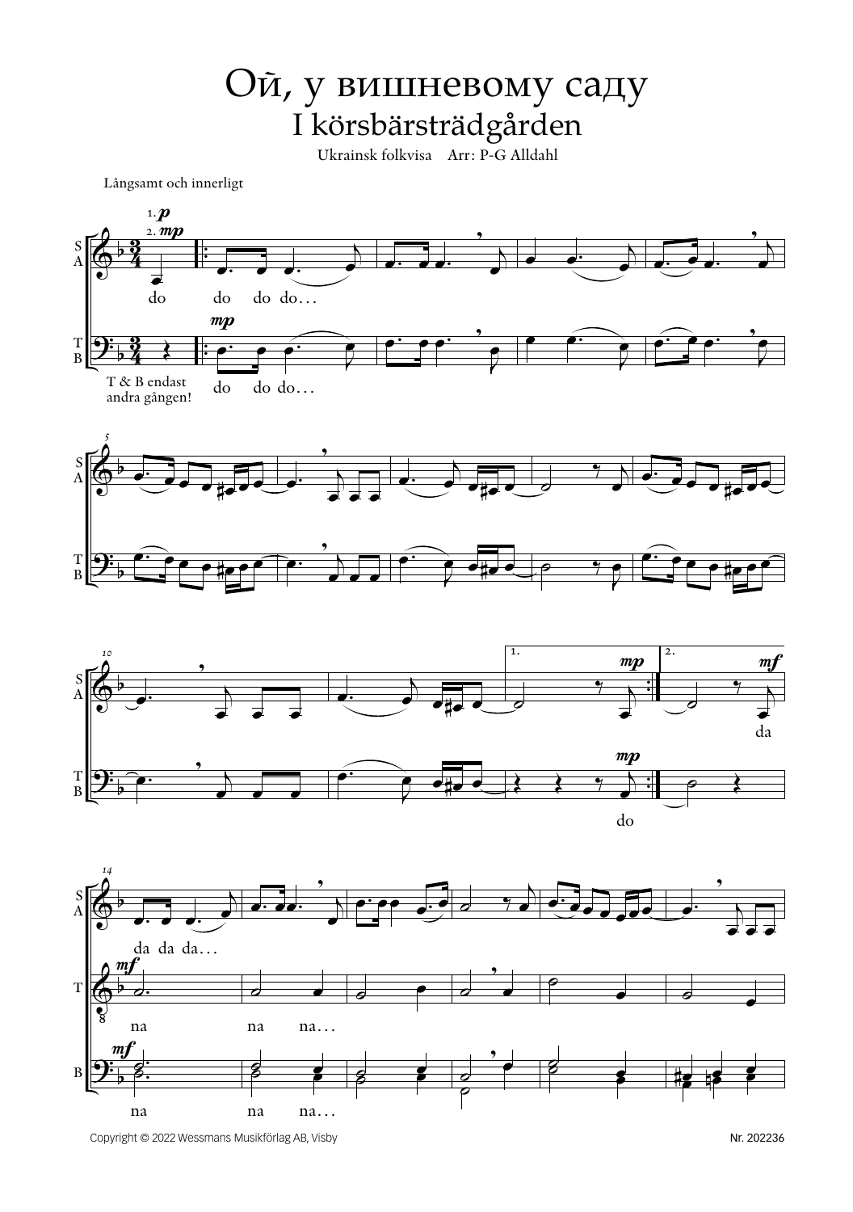# Ой, у вишневому саду

## I körsbärsträdgården

Ukrainsk folkvisa Arr: P-G Alldahl

Långsamt och innerligt

1. *p*
2. *mp*

S A: do do do do…

T B: *mp* do do do…

T & B endast andra gången!

1. *mp* 2. *mf*

S A: da

T B: *mp* do

S A: da da da…

T: *mf* na na na…

B: *mf* na na na…

Copyright © 2022 Wessmans Musikförlag AB, Visby

Nr. 202236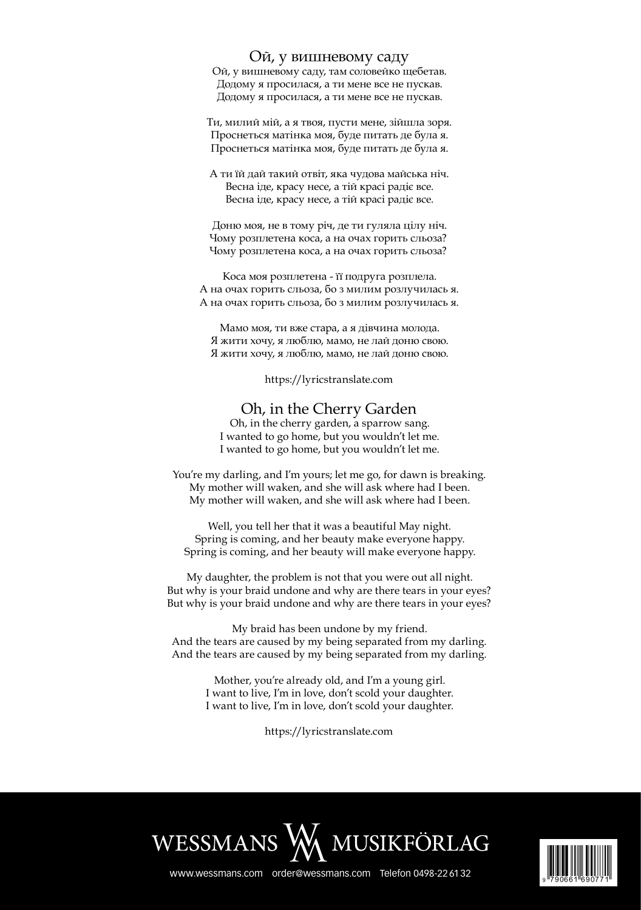## Ой, у вишневому саду

Ой, у вишневому саду, там соловейко щебетав.
Додому я просилася, а ти мене все не пускав.
Додому я просилася, а ти мене все не пускав.

Ти, милий мій, а я твоя, пусти мене, зійшла зоря.
Проснеться матінка моя, буде питать де була я.
Проснеться матінка моя, буде питать де була я.

А ти їй дай такий отвіт, яка чудова майська ніч.
Весна іде, красу несе, а тій красі радіє все.
Весна іде, красу несе, а тій красі радіє все.

Доню моя, не в тому річ, де ти гуляла цілу ніч.
Чому розплетена коса, а на очах горить сльоза?
Чому розплетена коса, а на очах горить сльоза?

Коса моя розплетена - її подруга розплела.
А на очах горить сльоза, бо з милим розлучилась я.
А на очах горить сльоза, бо з милим розлучилась я.

Мамо моя, ти вже стара, а я дівчина молода.
Я жити хочу, я люблю, мамо, не лай доню свою.
Я жити хочу, я люблю, мамо, не лай доню свою.

https://lyricstranslate.com

## Oh, in the Cherry Garden

Oh, in the cherry garden, a sparrow sang.
I wanted to go home, but you wouldn't let me.
I wanted to go home, but you wouldn't let me.

You're my darling, and I'm yours; let me go, for dawn is breaking.
My mother will waken, and she will ask where had I been.
My mother will waken, and she will ask where had I been.

Well, you tell her that it was a beautiful May night.
Spring is coming, and her beauty make everyone happy.
Spring is coming, and her beauty will make everyone happy.

My daughter, the problem is not that you were out all night.
But why is your braid undone and why are there tears in your eyes?
But why is your braid undone and why are there tears in your eyes?

My braid has been undone by my friend.
And the tears are caused by my being separated from my darling.
And the tears are caused by my being separated from my darling.

Mother, you're already old, and I'm a young girl.
I want to live, I'm in love, don't scold your daughter.
I want to live, I'm in love, don't scold your daughter.

https://lyricstranslate.com

WESSMANS MUSIKFÖRLAG

www.wessmans.com order@wessmans.com Telefon 0498-22 61 32

9 790661 690771